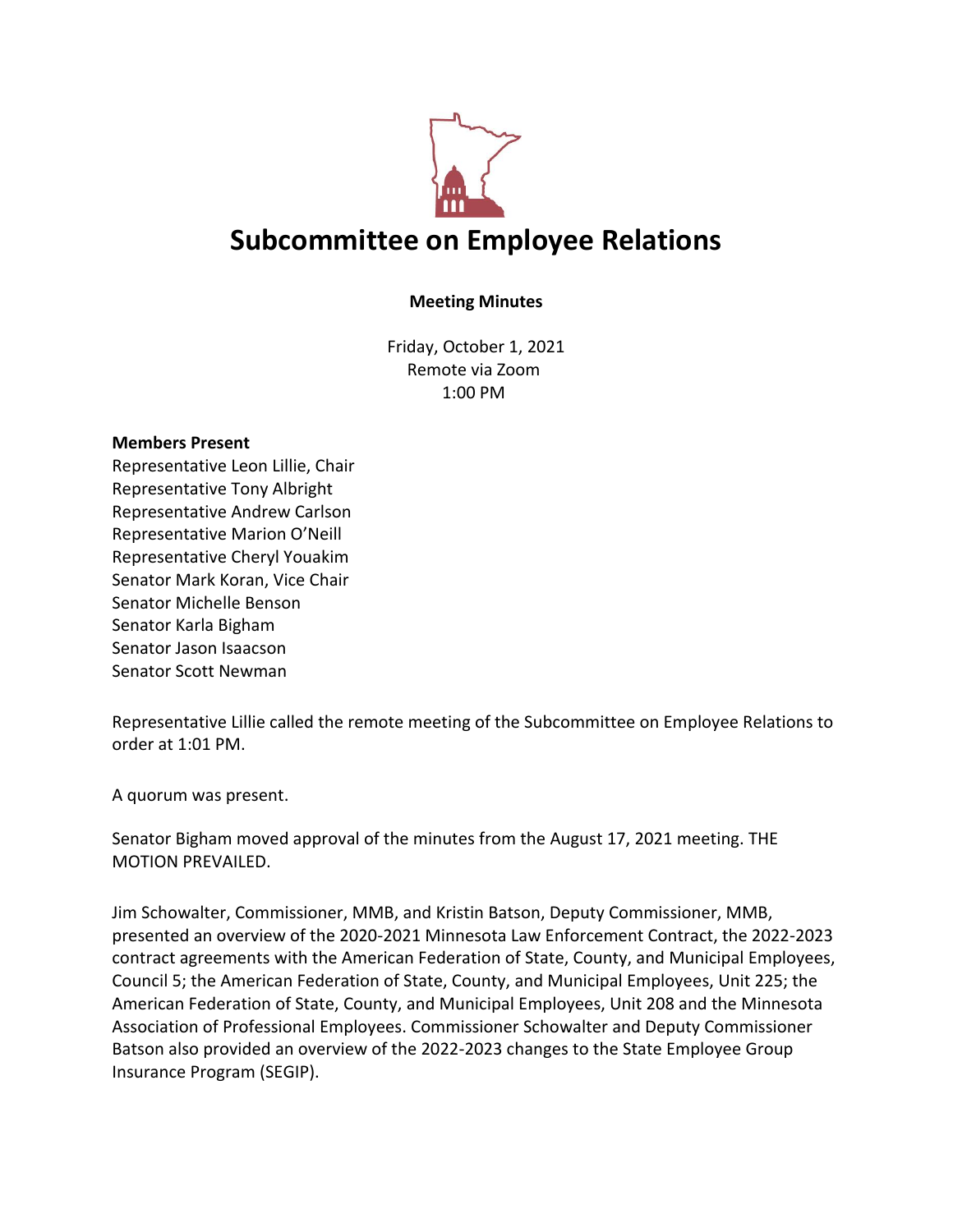# Subcommittee on Employee Relations

**Meeting Minutes**

Friday, October 1, 2021
Remote via Zoom
1:00 PM

**Members Present**
Representative Leon Lillie, Chair
Representative Tony Albright
Representative Andrew Carlson
Representative Marion O'Neill
Representative Cheryl Youakim
Senator Mark Koran, Vice Chair
Senator Michelle Benson
Senator Karla Bigham
Senator Jason Isaacson
Senator Scott Newman

Representative Lillie called the remote meeting of the Subcommittee on Employee Relations to order at 1:01 PM.

A quorum was present.

Senator Bigham moved approval of the minutes from the August 17, 2021 meeting. THE MOTION PREVAILED.

Jim Schowalter, Commissioner, MMB, and Kristin Batson, Deputy Commissioner, MMB, presented an overview of the 2020-2021 Minnesota Law Enforcement Contract, the 2022-2023 contract agreements with the American Federation of State, County, and Municipal Employees, Council 5; the American Federation of State, County, and Municipal Employees, Unit 225; the American Federation of State, County, and Municipal Employees, Unit 208 and the Minnesota Association of Professional Employees. Commissioner Schowalter and Deputy Commissioner Batson also provided an overview of the 2022-2023 changes to the State Employee Group Insurance Program (SEGIP).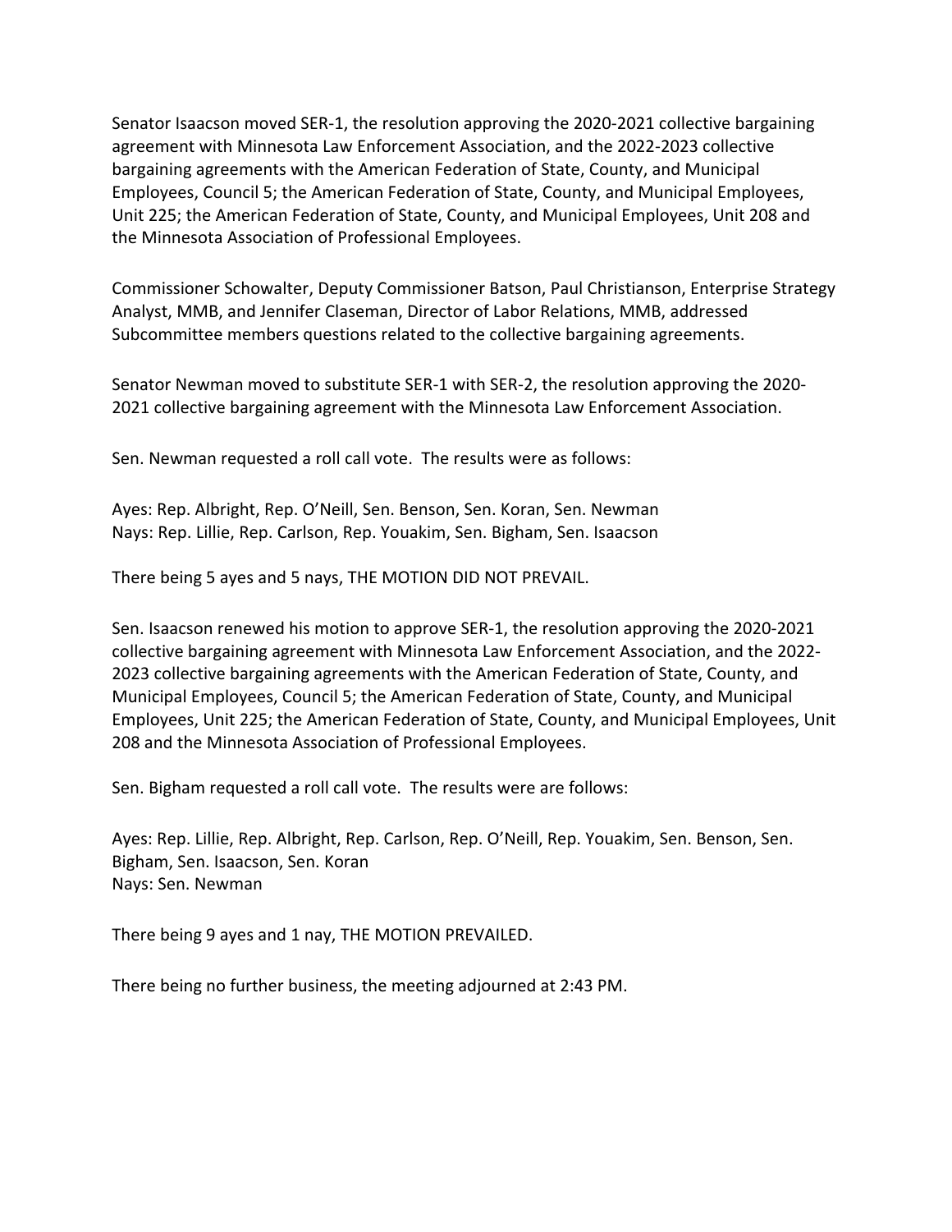Senator Isaacson moved SER-1, the resolution approving the 2020-2021 collective bargaining agreement with Minnesota Law Enforcement Association, and the 2022-2023 collective bargaining agreements with the American Federation of State, County, and Municipal Employees, Council 5; the American Federation of State, County, and Municipal Employees, Unit 225; the American Federation of State, County, and Municipal Employees, Unit 208 and the Minnesota Association of Professional Employees.

Commissioner Schowalter, Deputy Commissioner Batson, Paul Christianson, Enterprise Strategy Analyst, MMB, and Jennifer Claseman, Director of Labor Relations, MMB, addressed Subcommittee members questions related to the collective bargaining agreements.

Senator Newman moved to substitute SER-1 with SER-2, the resolution approving the 2020-2021 collective bargaining agreement with the Minnesota Law Enforcement Association.

Sen. Newman requested a roll call vote. The results were as follows:

Ayes: Rep. Albright, Rep. O'Neill, Sen. Benson, Sen. Koran, Sen. Newman
Nays: Rep. Lillie, Rep. Carlson, Rep. Youakim, Sen. Bigham, Sen. Isaacson

There being 5 ayes and 5 nays, THE MOTION DID NOT PREVAIL.

Sen. Isaacson renewed his motion to approve SER-1, the resolution approving the 2020-2021 collective bargaining agreement with Minnesota Law Enforcement Association, and the 2022-2023 collective bargaining agreements with the American Federation of State, County, and Municipal Employees, Council 5; the American Federation of State, County, and Municipal Employees, Unit 225; the American Federation of State, County, and Municipal Employees, Unit 208 and the Minnesota Association of Professional Employees.

Sen. Bigham requested a roll call vote. The results were are follows:

Ayes: Rep. Lillie, Rep. Albright, Rep. Carlson, Rep. O'Neill, Rep. Youakim, Sen. Benson, Sen. Bigham, Sen. Isaacson, Sen. Koran
Nays: Sen. Newman

There being 9 ayes and 1 nay, THE MOTION PREVAILED.

There being no further business, the meeting adjourned at 2:43 PM.